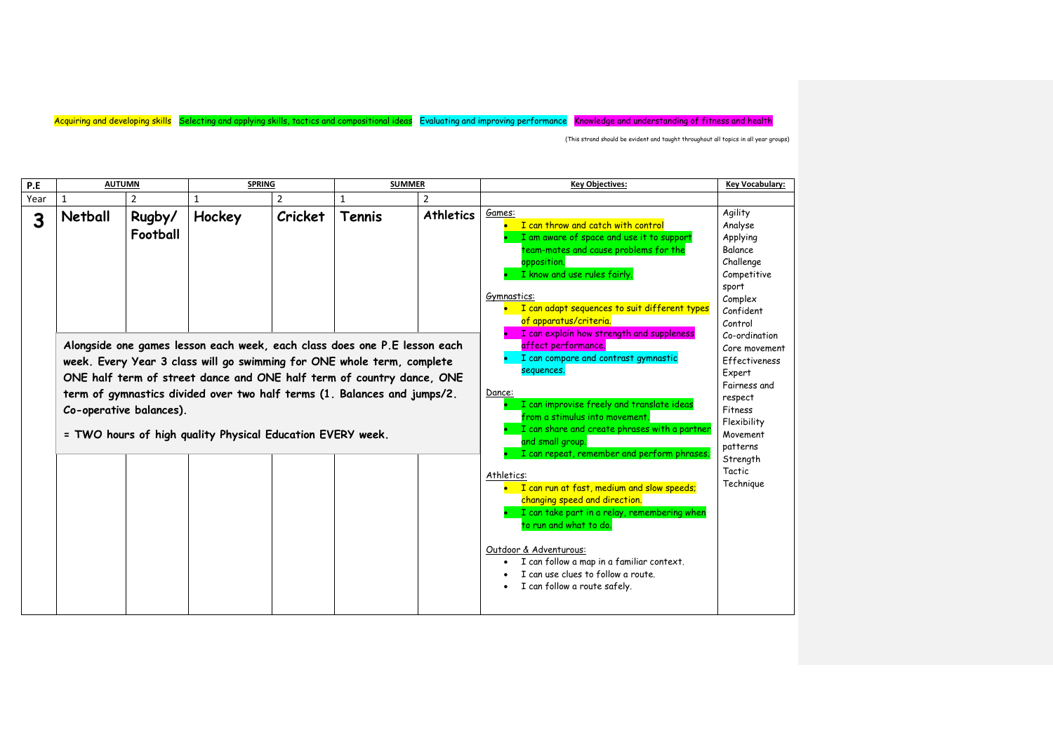Acquiring and developing skills Selecting and applying skills, tactics and compositional ideas Evaluating and improving performance Knowledge and understanding of fitness and health

(This strand should be evident and taught throughout all topics in all year groups)

| P.E | AUTUMN | | SPRING | | SUMMER | | Key Objectives: | Key Vocabulary: |
|---|---|---|---|---|---|---|---|---|
| Year | 1 | 2 | 1 | 2 | 1 | 2 | | |
| **3** | **Netball** | **Rugby/ Football** | **Hockey** | **Cricket** | **Tennis** | **Athletics** | Games:<br>• I can throw and catch with control<br>• I am aware of space and use it to support team-mates and cause problems for the opposition.<br>• I know and use rules fairly.<br><br>Gymnastics:<br>• I can adapt sequences to suit different types of apparatus/criteria.<br>• I can explain how strength and suppleness affect performance.<br>• I can compare and contrast gymnastic sequences.<br><br>Dance:<br>• I can improvise freely and translate ideas from a stimulus into movement.<br>• I can share and create phrases with a partner and small group.<br>• I can repeat, remember and perform phrases.<br><br>Athletics:<br>• I can run at fast, medium and slow speeds; changing speed and direction.<br>• I can take part in a relay, remembering when to run and what to do.<br><br>Outdoor & Adventurous:<br>• I can follow a map in a familiar context.<br>• I can use clues to follow a route.<br>• I can follow a route safely. | Agility<br>Analyse<br>Applying<br>Balance<br>Challenge<br>Competitive sport<br>Complex<br>Confident<br>Control<br>Co-ordination<br>Core movement<br>Effectiveness<br>Expert<br>Fairness and respect<br>Fitness<br>Flexibility<br>Movement patterns<br>Strength<br>Tactic<br>Technique |

**Alongside one games lesson each week, each class does one P.E lesson each week. Every Year 3 class will go swimming for ONE whole term, complete ONE half term of street dance and ONE half term of country dance, ONE term of gymnastics divided over two half terms (1. Balances and jumps/2. Co-operative balances).**

**= TWO hours of high quality Physical Education EVERY week.**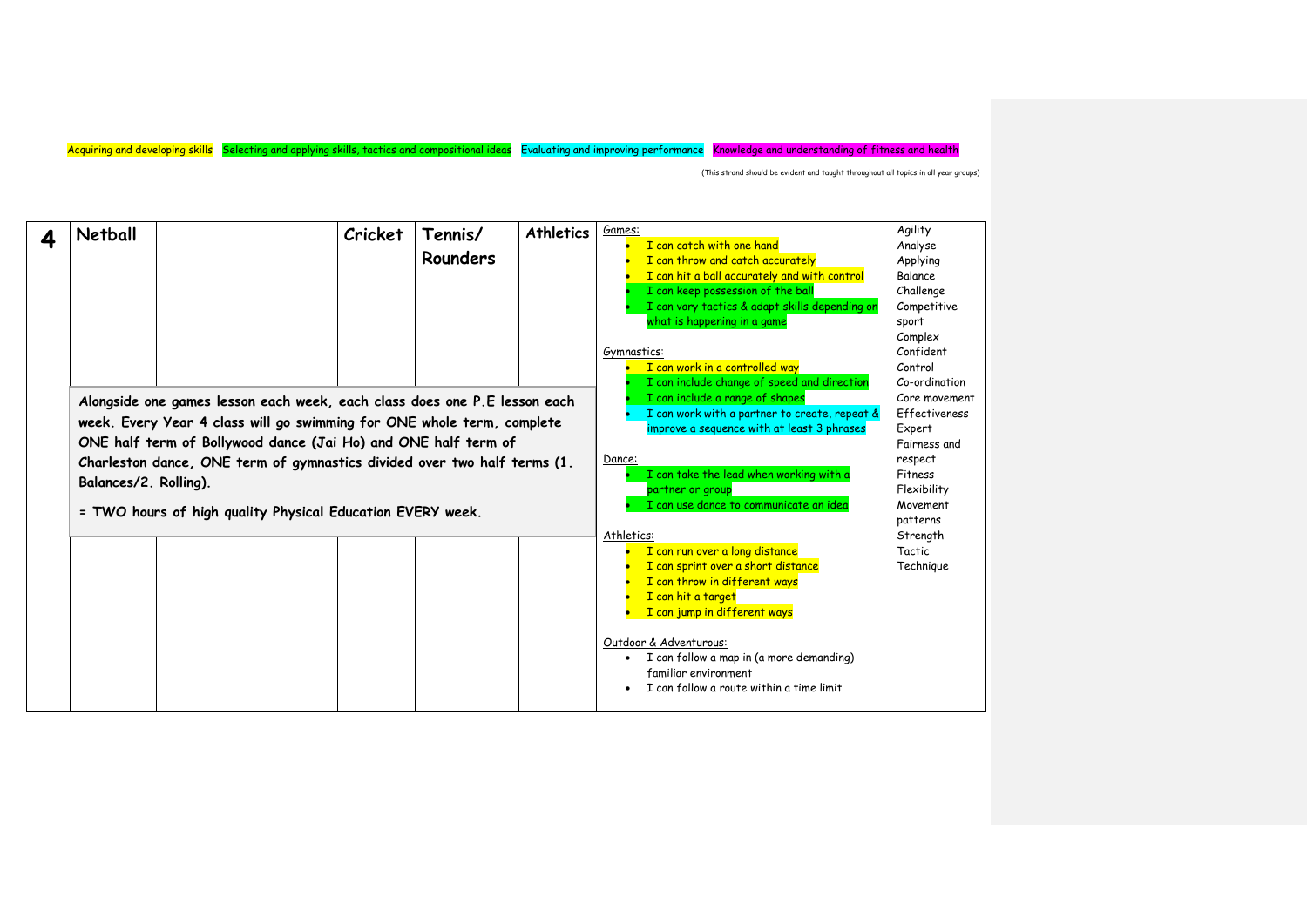Acquiring and developing skills | Selecting and applying skills, tactics and compositional ideas | Evaluating and improving performance | Knowledge and understanding of fitness and health

(This strand should be evident and taught throughout all topics in all year groups)

| 4 | Netball | | | Cricket | Tennis/ Rounders | Athletics | Games:<br>• I can catch with one hand<br>• I can throw and catch accurately<br>• I can hit a ball accurately and with control<br>• I can keep possession of the ball<br>• I can vary tactics & adapt skills depending on what is happening in a game<br><br>Gymnastics:<br>• I can work in a controlled way<br>• I can include change of speed and direction<br>• I can include a range of shapes<br>• I can work with a partner to create, repeat & improve a sequence with at least 3 phrases<br><br>Dance:<br>• I can take the lead when working with a partner or group<br>• I can use dance to communicate an idea<br><br>Athletics:<br>• I can run over a long distance<br>• I can sprint over a short distance<br>• I can throw in different ways<br>• I can hit a target<br>• I can jump in different ways<br><br>Outdoor & Adventurous:<br>• I can follow a map in (a more demanding) familiar environment<br>• I can follow a route within a time limit | Agility<br>Analyse<br>Applying<br>Balance<br>Challenge<br>Competitive sport<br>Complex<br>Confident<br>Control<br>Co-ordination<br>Core movement<br>Effectiveness<br>Expert<br>Fairness and respect<br>Fitness<br>Flexibility<br>Movement patterns<br>Strength<br>Tactic<br>Technique |
|---|---|---|---|---|---|---|---|---|

**Alongside one games lesson each week, each class does one P.E lesson each week. Every Year 4 class will go swimming for ONE whole term, complete ONE half term of Bollywood dance (Jai Ho) and ONE half term of Charleston dance, ONE term of gymnastics divided over two half terms (1. Balances/2. Rolling).**

**= TWO hours of high quality Physical Education EVERY week.**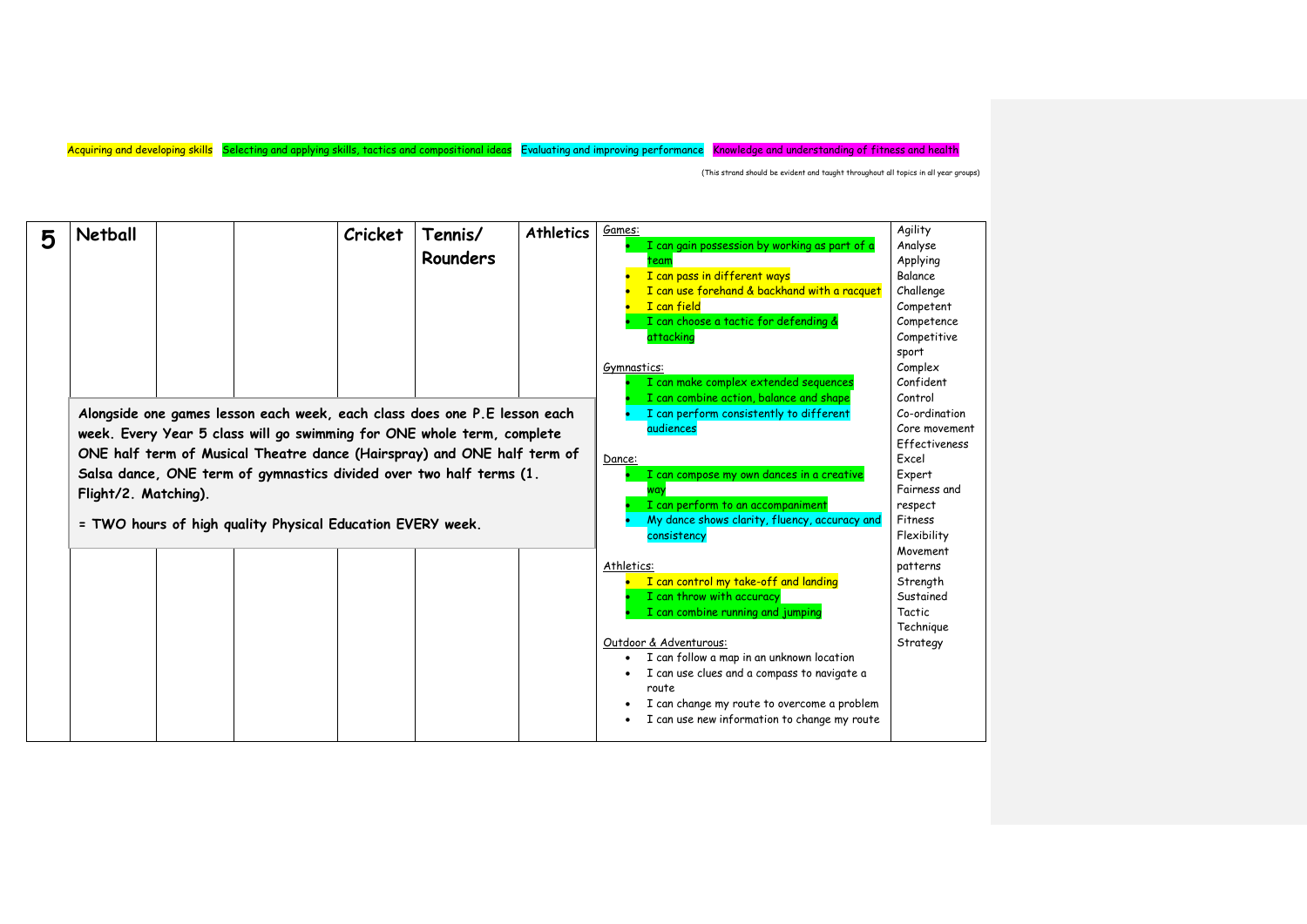Acquiring and developing skills | Selecting and applying skills, tactics and compositional ideas | Evaluating and improving performance | Knowledge and understanding of fitness and health

(This strand should be evident and taught throughout all topics in all year groups)

| | | | | | | | | |
|---|---|---|---|---|---|---|---|---|
| **5** | **Netball** | | | **Cricket** | **Tennis/ Rounders** | **Athletics** | Games:<br>• I can gain possession by working as part of a team<br>• I can pass in different ways<br>• I can use forehand & backhand with a racquet<br>• I can field<br>• I can choose a tactic for defending & attacking<br><br>Gymnastics:<br>• I can make complex extended sequences<br>• I can combine action, balance and shape<br>• I can perform consistently to different audiences<br><br>Dance:<br>• I can compose my own dances in a creative way<br>• I can perform to an accompaniment<br>• My dance shows clarity, fluency, accuracy and consistency<br><br>Athletics:<br>• I can control my take-off and landing<br>• I can throw with accuracy<br>• I can combine running and jumping<br><br>Outdoor & Adventurous:<br>• I can follow a map in an unknown location<br>• I can use clues and a compass to navigate a route<br>• I can change my route to overcome a problem<br>• I can use new information to change my route | Agility<br>Analyse<br>Applying<br>Balance<br>Challenge<br>Competent<br>Competence<br>Competitive sport<br>Complex<br>Confident<br>Control<br>Co-ordination<br>Core movement<br>Effectiveness<br>Excel<br>Expert<br>Fairness and respect<br>Fitness<br>Flexibility<br>Movement patterns<br>Strength<br>Sustained<br>Tactic<br>Technique<br>Strategy |

**Alongside one games lesson each week, each class does one P.E lesson each week. Every Year 5 class will go swimming for ONE whole term, complete ONE half term of Musical Theatre dance (Hairspray) and ONE half term of Salsa dance, ONE term of gymnastics divided over two half terms (1. Flight/2. Matching).**

**= TWO hours of high quality Physical Education EVERY week.**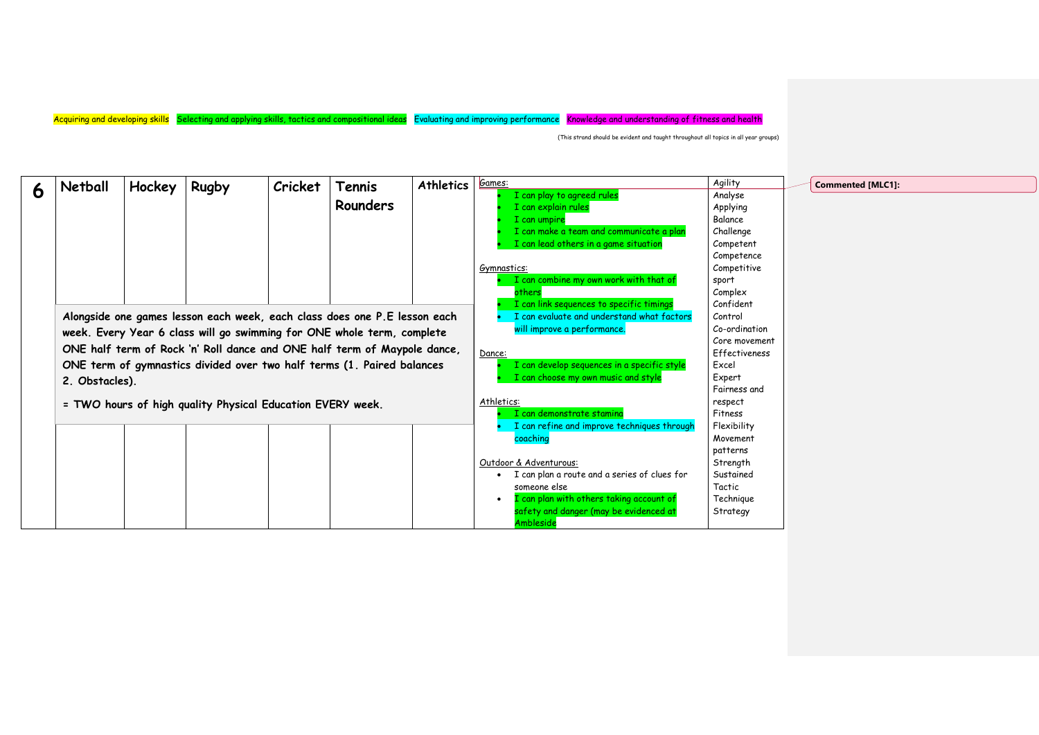Acquiring and developing skills    Selecting and applying skills, tactics and compositional ideas    Evaluating and improving performance    Knowledge and understanding of fitness and health

(This strand should be evident and taught throughout all topics in all year groups)

| | | | | | | | | |
|---|---|---|---|---|---|---|---|---|
| **6** | **Netball** | **Hockey** | **Rugby** | **Cricket** | **Tennis Rounders** | **Athletics** | Games:<br>• I can play to agreed rules<br>• I can explain rules<br>• I can umpire<br>• I can make a team and communicate a plan<br>• I can lead others in a game situation<br><br>Gymnastics:<br>• I can combine my own work with that of others<br>• I can link sequences to specific timings<br>• I can evaluate and understand what factors will improve a performance.<br><br>Dance:<br>• I can develop sequences in a specific style<br>• I can choose my own music and style<br><br>Athletics:<br>• I can demonstrate stamina<br>• I can refine and improve techniques through coaching<br><br>Outdoor & Adventurous:<br>• I can plan a route and a series of clues for someone else<br>• I can plan with others taking account of safety and danger (may be evidenced at Ambleside | Agility<br>Analyse<br>Applying<br>Balance<br>Challenge<br>Competent<br>Competence<br>Competitive sport<br>Complex<br>Confident<br>Control<br>Co-ordination<br>Core movement<br>Effectiveness<br>Excel<br>Expert<br>Fairness and respect<br>Fitness<br>Flexibility<br>Movement patterns<br>Strength<br>Sustained<br>Tactic<br>Technique<br>Strategy |

**Alongside one games lesson each week, each class does one P.E lesson each week. Every Year 6 class will go swimming for ONE whole term, complete ONE half term of Rock 'n' Roll dance and ONE half term of Maypole dance, ONE term of gymnastics divided over two half terms (1. Paired balances 2. Obstacles).**

**= TWO hours of high quality Physical Education EVERY week.**

Commented [MLC1]: